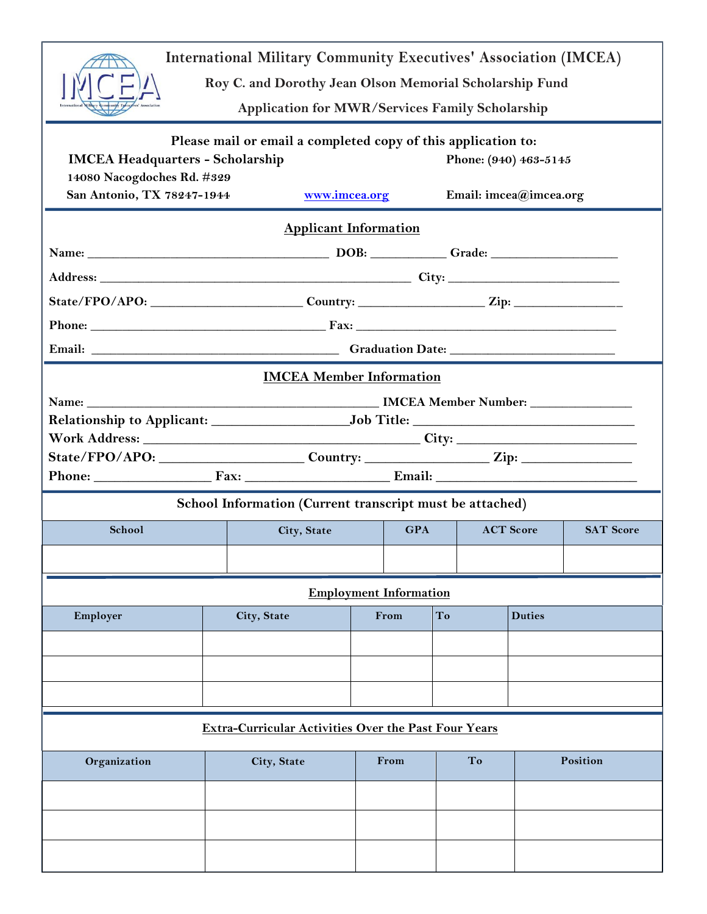# International Military Community Executives' Association (IMCEA)

## Roy C. and Dorothy Jean Olson Memorial Scholarship Fund

### Application for MWR/Services Family Scholarship

**Please mail or email a completed copy of this application to:**

**IMCEA Headquarters - Scholarship**
**14080 Nacogdoches Rd. #329**
**San Antonio, TX 78247-1944**

**Phone: (940) 463-5145**

www.imcea.org

**Email: imcea@imcea.org**

## Applicant Information

**Name:** ______________________________ **DOB:** __________ **Grade:** ________________

**Address:** ________________________________________ **City:** ______________________

**State/FPO/APO:** ___________________ **Country:** ________________ **Zip:** ______________

**Phone:** ______________________________ **Fax:** __________________________________

**Email:** ______________________________ **Graduation Date:** ______________________

## IMCEA Member Information

**Name:** ____________________________________ **IMCEA Member Number:** _____________

**Relationship to Applicant:** ________________ **Job Title:** ___________________________

**Work Address:** __________________________________ **City:** _______________________

**State/FPO/APO:** __________________ **Country:** _______________ **Zip:** ______________

**Phone:** ______________ **Fax:** __________________ **Email:** __________________________

## School Information (Current transcript must be attached)

| School | City, State | GPA | ACT Score | SAT Score |
|---|---|---|---|---|
| | | | | |

## Employment Information

| Employer | City, State | From | To | Duties |
|---|---|---|---|---|
| | | | | |
| | | | | |
| | | | | |

## Extra-Curricular Activities Over the Past Four Years

| Organization | City, State | From | To | Position |
|---|---|---|---|---|
| | | | | |
| | | | | |
| | | | | |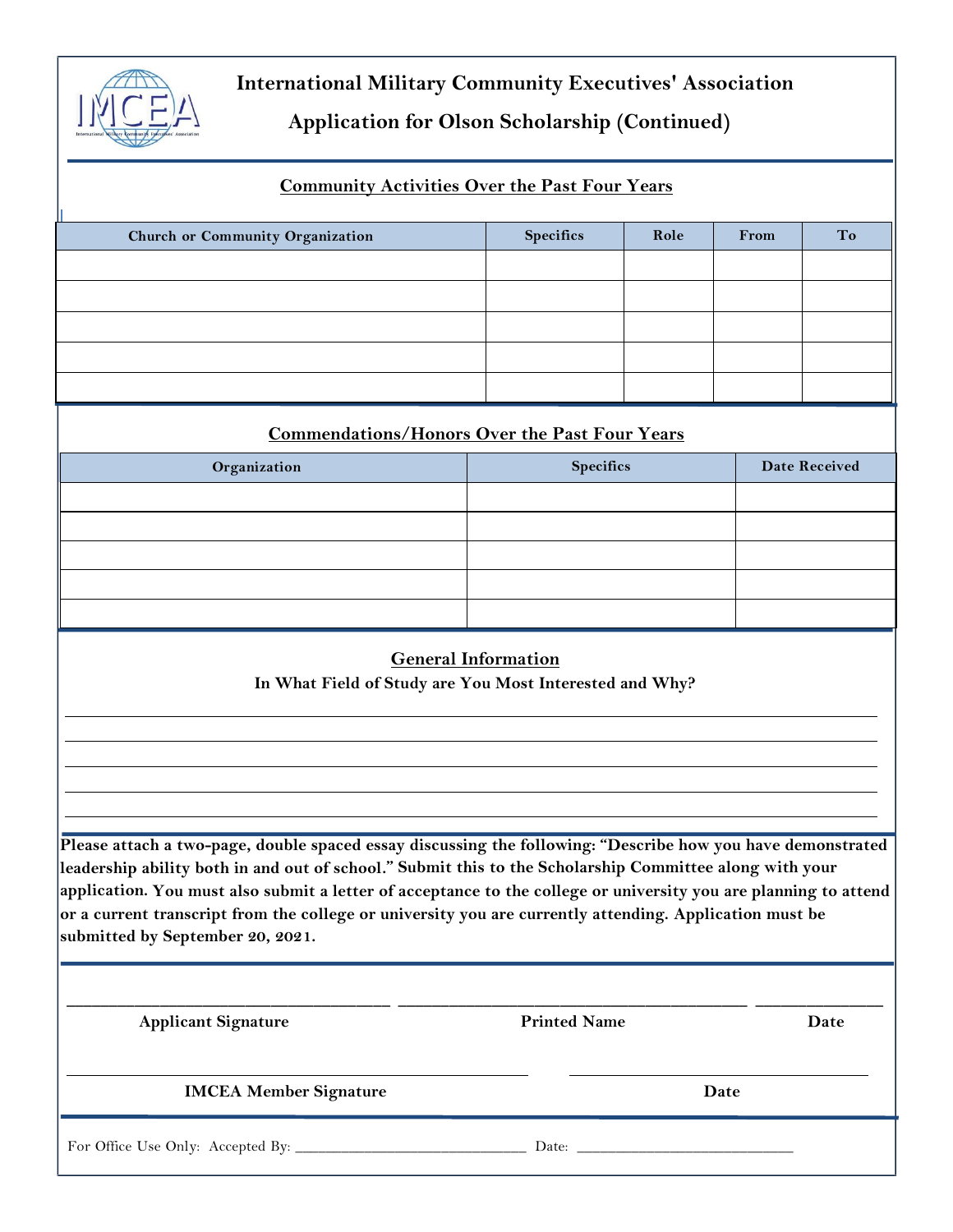# International Military Community Executives' Association

## Application for Olson Scholarship (Continued)

### Community Activities Over the Past Four Years

| Church or Community Organization | Specifics | Role | From | To |
|---|---|---|---|---|
| | | | | |
| | | | | |
| | | | | |
| | | | | |
| | | | | |

### Commendations/Honors Over the Past Four Years

| Organization | Specifics | Date Received |
|---|---|---|
| | | |
| | | |
| | | |
| | | |
| | | |

### General Information

**In What Field of Study are You Most Interested and Why?**

______________________________________________________________________________

______________________________________________________________________________

______________________________________________________________________________

______________________________________________________________________________

______________________________________________________________________________

**Please attach a two-page, double spaced essay discussing the following: "Describe how you have demonstrated leadership ability both in and out of school." Submit this to the Scholarship Committee along with your application. You must also submit a letter of acceptance to the college or university you are planning to attend or a current transcript from the college or university you are currently attending. Application must be submitted by September 20, 2021.**

______________________________ ______________________________ ____________

**Applicant Signature** **Printed Name** **Date**

______________________________ ______________________________

**IMCEA Member Signature** **Date**

For Office Use Only: Accepted By: ______________________ Date: ______________________